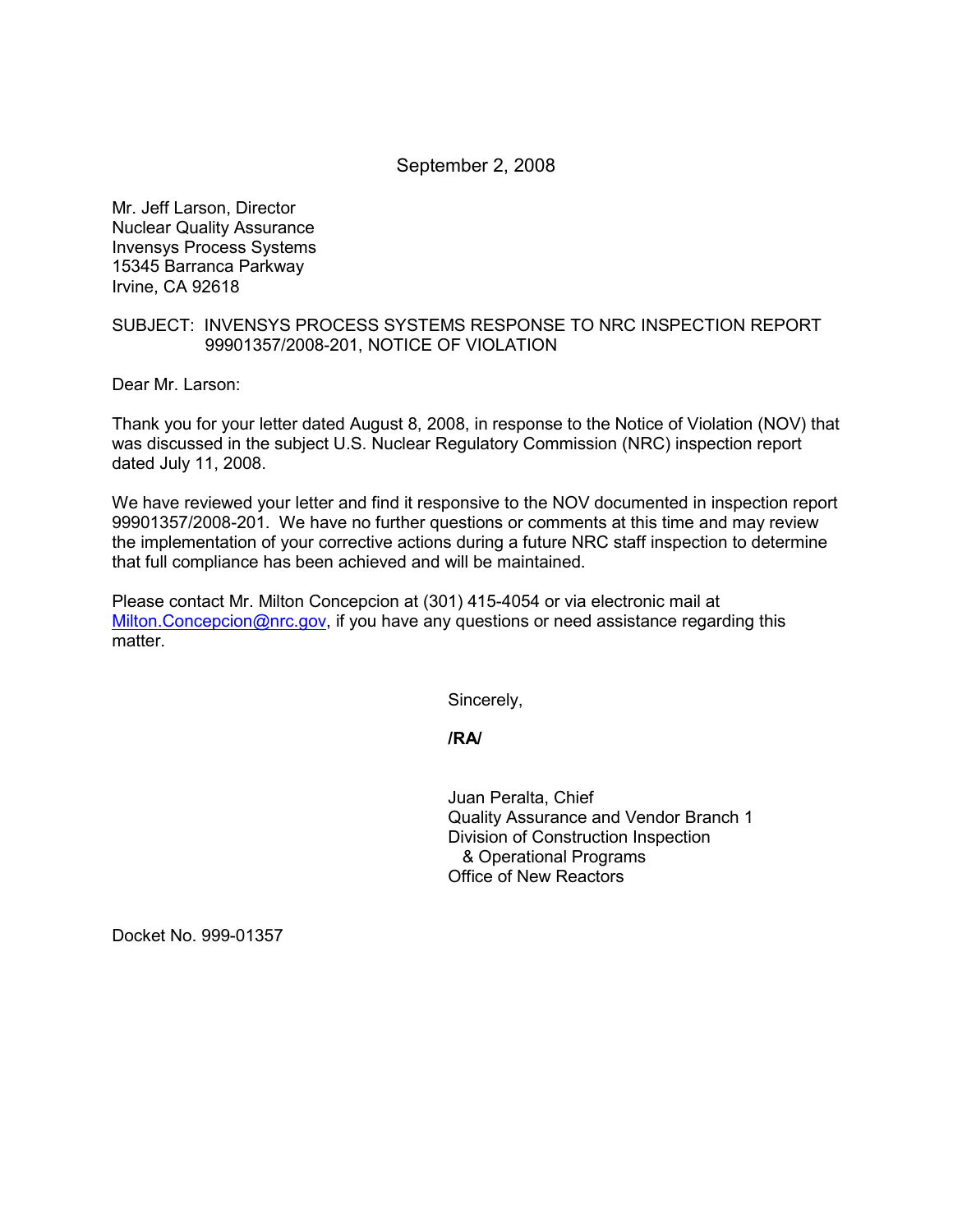September 2, 2008

Mr. Jeff Larson, Director
Nuclear Quality Assurance
Invensys Process Systems
15345 Barranca Parkway
Irvine, CA 92618

SUBJECT: INVENSYS PROCESS SYSTEMS RESPONSE TO NRC INSPECTION REPORT 99901357/2008-201, NOTICE OF VIOLATION

Dear Mr. Larson:

Thank you for your letter dated August 8, 2008, in response to the Notice of Violation (NOV) that was discussed in the subject U.S. Nuclear Regulatory Commission (NRC) inspection report dated July 11, 2008.

We have reviewed your letter and find it responsive to the NOV documented in inspection report 99901357/2008-201. We have no further questions or comments at this time and may review the implementation of your corrective actions during a future NRC staff inspection to determine that full compliance has been achieved and will be maintained.

Please contact Mr. Milton Concepcion at (301) 415-4054 or via electronic mail at Milton.Concepcion@nrc.gov, if you have any questions or need assistance regarding this matter.

Sincerely,

**/RA/**

Juan Peralta, Chief
Quality Assurance and Vendor Branch 1
Division of Construction Inspection
& Operational Programs
Office of New Reactors

Docket No. 999-01357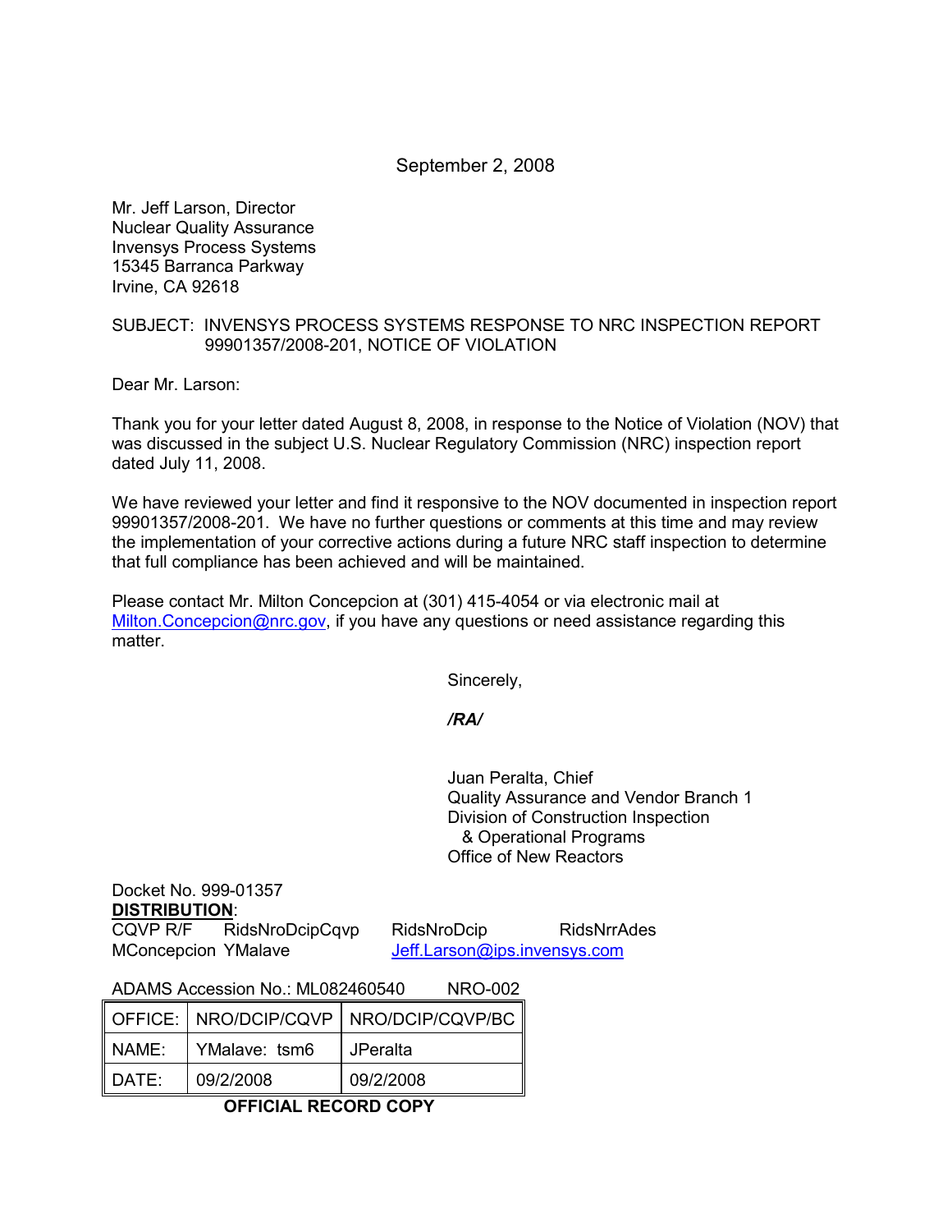September 2, 2008

Mr. Jeff Larson, Director
Nuclear Quality Assurance
Invensys Process Systems
15345 Barranca Parkway
Irvine, CA 92618

SUBJECT: INVENSYS PROCESS SYSTEMS RESPONSE TO NRC INSPECTION REPORT 99901357/2008-201, NOTICE OF VIOLATION

Dear Mr. Larson:

Thank you for your letter dated August 8, 2008, in response to the Notice of Violation (NOV) that was discussed in the subject U.S. Nuclear Regulatory Commission (NRC) inspection report dated July 11, 2008.

We have reviewed your letter and find it responsive to the NOV documented in inspection report 99901357/2008-201. We have no further questions or comments at this time and may review the implementation of your corrective actions during a future NRC staff inspection to determine that full compliance has been achieved and will be maintained.

Please contact Mr. Milton Concepcion at (301) 415-4054 or via electronic mail at Milton.Concepcion@nrc.gov, if you have any questions or need assistance regarding this matter.

Sincerely,

*/RA/*

Juan Peralta, Chief
Quality Assurance and Vendor Branch 1
Division of Construction Inspection
& Operational Programs
Office of New Reactors

Docket No. 999-01357

**DISTRIBUTION**:
CQVP R/F RidsNroDcipCqvp RidsNroDcip RidsNrrAdes
MConcepcion YMalave Jeff.Larson@ips.invensys.com

ADAMS Accession No.: ML082460540 NRO-002

| | | |
|---|---|---|
| OFFICE: | NRO/DCIP/CQVP | NRO/DCIP/CQVP/BC |
| NAME: | YMalave: tsm6 | JPeralta |
| DATE: | 09/2/2008 | 09/2/2008 |

**OFFICIAL RECORD COPY**